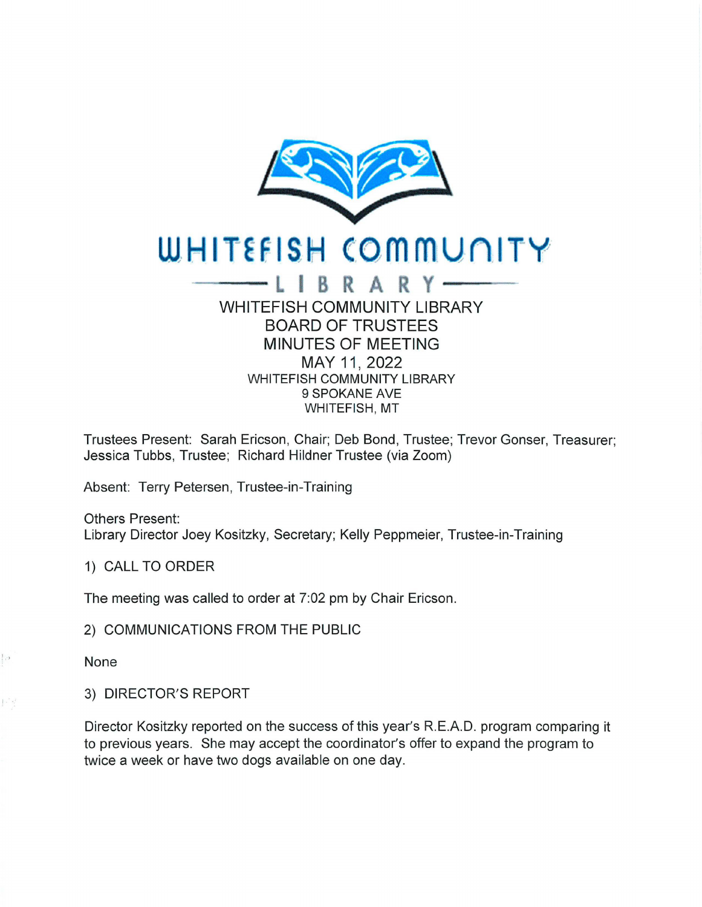# WHITEFISH COMMUNITY LIBRARY

## WHITEFISH COMMUNITY LIBRARY
## BOARD OF TRUSTEES
## MINUTES OF MEETING
## MAY 11, 2022

WHITEFISH COMMUNITY LIBRARY
9 SPOKANE AVE
WHITEFISH, MT

Trustees Present: Sarah Ericson, Chair; Deb Bond, Trustee; Trevor Gonser, Treasurer; Jessica Tubbs, Trustee; Richard Hildner Trustee (via Zoom)

Absent: Terry Petersen, Trustee-in-Training

Others Present:
Library Director Joey Kositzky, Secretary; Kelly Peppmeier, Trustee-in-Training

1) CALL TO ORDER

The meeting was called to order at 7:02 pm by Chair Ericson.

2) COMMUNICATIONS FROM THE PUBLIC

None

3) DIRECTOR'S REPORT

Director Kositzky reported on the success of this year's R.E.A.D. program comparing it to previous years. She may accept the coordinator's offer to expand the program to twice a week or have two dogs available on one day.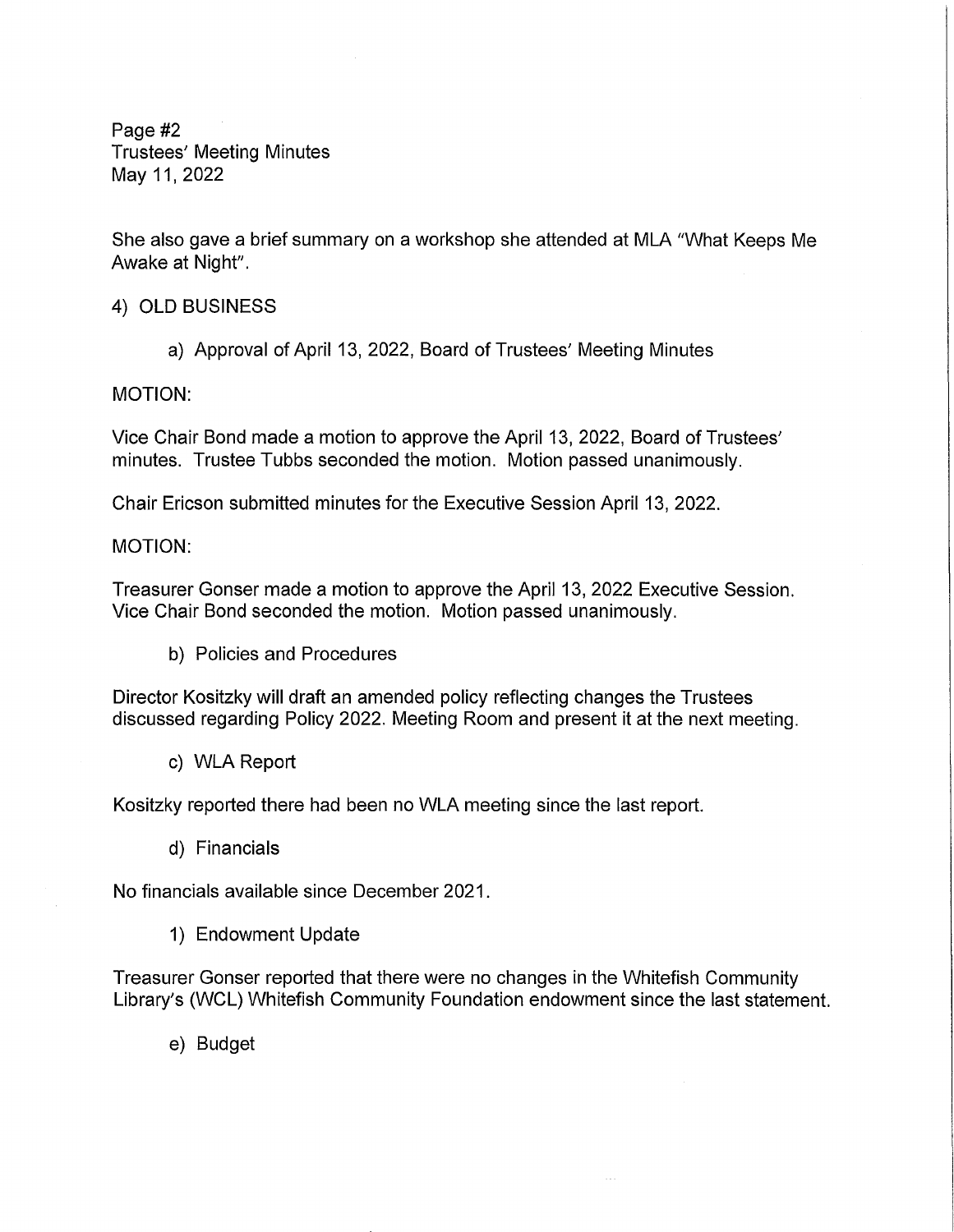She also gave a brief summary on a workshop she attended at MLA "What Keeps Me Awake at Night".

4) OLD BUSINESS

a) Approval of April 13, 2022, Board of Trustees' Meeting Minutes

MOTION:

Vice Chair Bond made a motion to approve the April 13, 2022, Board of Trustees' minutes. Trustee Tubbs seconded the motion. Motion passed unanimously.

Chair Ericson submitted minutes for the Executive Session April 13, 2022.

MOTION:

Treasurer Gonser made a motion to approve the April 13, 2022 Executive Session. Vice Chair Bond seconded the motion. Motion passed unanimously.

b) Policies and Procedures

Director Kositzky will draft an amended policy reflecting changes the Trustees discussed regarding Policy 2022. Meeting Room and present it at the next meeting.

c) WLA Report

Kositzky reported there had been no WLA meeting since the last report.

d) Financials

No financials available since December 2021.

1) Endowment Update

Treasurer Gonser reported that there were no changes in the Whitefish Community Library's (WCL) Whitefish Community Foundation endowment since the last statement.

e) Budget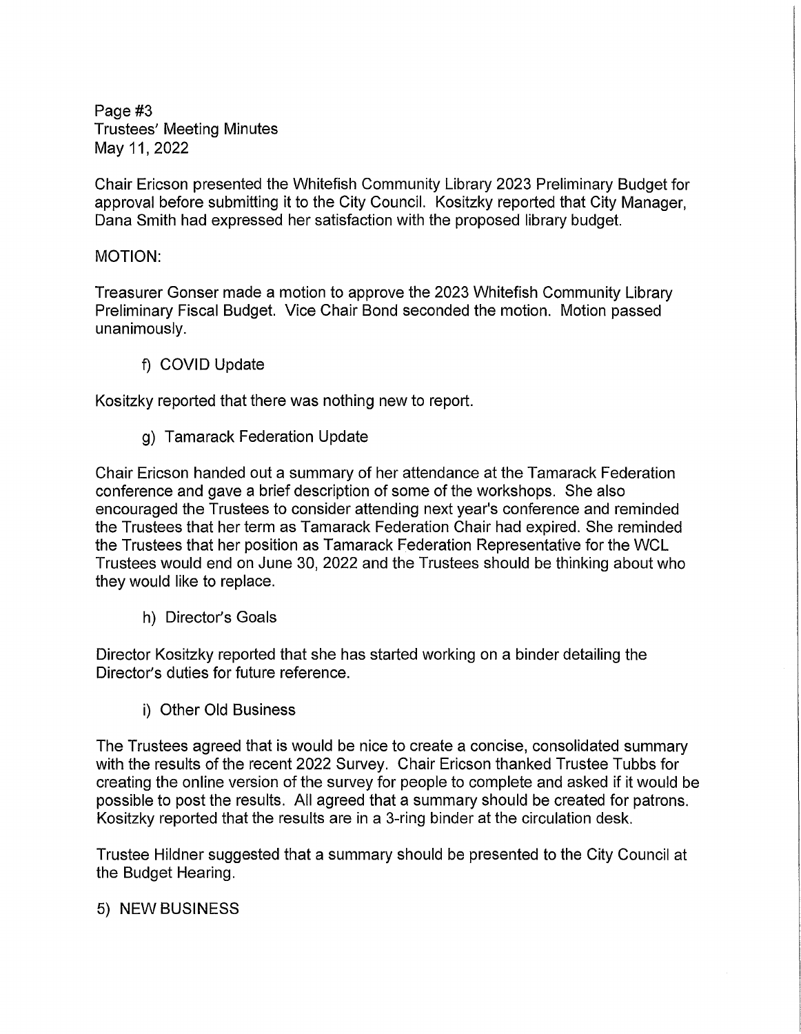Page #3
Trustees' Meeting Minutes
May 11, 2022

Chair Ericson presented the Whitefish Community Library 2023 Preliminary Budget for approval before submitting it to the City Council. Kositzky reported that City Manager, Dana Smith had expressed her satisfaction with the proposed library budget.

MOTION:

Treasurer Gonser made a motion to approve the 2023 Whitefish Community Library Preliminary Fiscal Budget. Vice Chair Bond seconded the motion. Motion passed unanimously.

f) COVID Update

Kositzky reported that there was nothing new to report.

g) Tamarack Federation Update

Chair Ericson handed out a summary of her attendance at the Tamarack Federation conference and gave a brief description of some of the workshops. She also encouraged the Trustees to consider attending next year's conference and reminded the Trustees that her term as Tamarack Federation Chair had expired. She reminded the Trustees that her position as Tamarack Federation Representative for the WCL Trustees would end on June 30, 2022 and the Trustees should be thinking about who they would like to replace.

h) Director's Goals

Director Kositzky reported that she has started working on a binder detailing the Director's duties for future reference.

i) Other Old Business

The Trustees agreed that is would be nice to create a concise, consolidated summary with the results of the recent 2022 Survey. Chair Ericson thanked Trustee Tubbs for creating the online version of the survey for people to complete and asked if it would be possible to post the results. All agreed that a summary should be created for patrons. Kositzky reported that the results are in a 3-ring binder at the circulation desk.

Trustee Hildner suggested that a summary should be presented to the City Council at the Budget Hearing.

5) NEW BUSINESS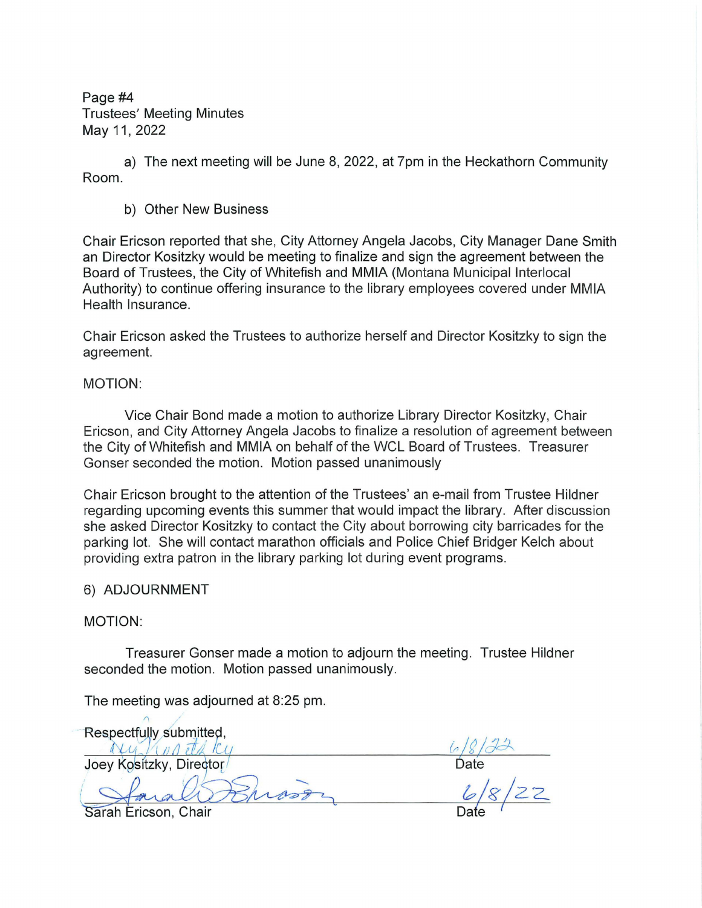a) The next meeting will be June 8, 2022, at 7pm in the Heckathorn Community Room.

b) Other New Business

Chair Ericson reported that she, City Attorney Angela Jacobs, City Manager Dane Smith an Director Kositzky would be meeting to finalize and sign the agreement between the Board of Trustees, the City of Whitefish and MMIA (Montana Municipal Interlocal Authority) to continue offering insurance to the library employees covered under MMIA Health Insurance.

Chair Ericson asked the Trustees to authorize herself and Director Kositzky to sign the agreement.

MOTION:

Vice Chair Bond made a motion to authorize Library Director Kositzky, Chair Ericson, and City Attorney Angela Jacobs to finalize a resolution of agreement between the City of Whitefish and MMIA on behalf of the WCL Board of Trustees. Treasurer Gonser seconded the motion. Motion passed unanimously

Chair Ericson brought to the attention of the Trustees' an e-mail from Trustee Hildner regarding upcoming events this summer that would impact the library. After discussion she asked Director Kositzky to contact the City about borrowing city barricades for the parking lot. She will contact marathon officials and Police Chief Bridger Kelch about providing extra patron in the library parking lot during event programs.

6) ADJOURNMENT

MOTION:

Treasurer Gonser made a motion to adjourn the meeting. Trustee Hildner seconded the motion. Motion passed unanimously.

The meeting was adjourned at 8:25 pm.

Respectfully submitted,

Joey Kositzky, Director — Date: 6/8/22

Sarah Ericson, Chair — Date: 6/8/22